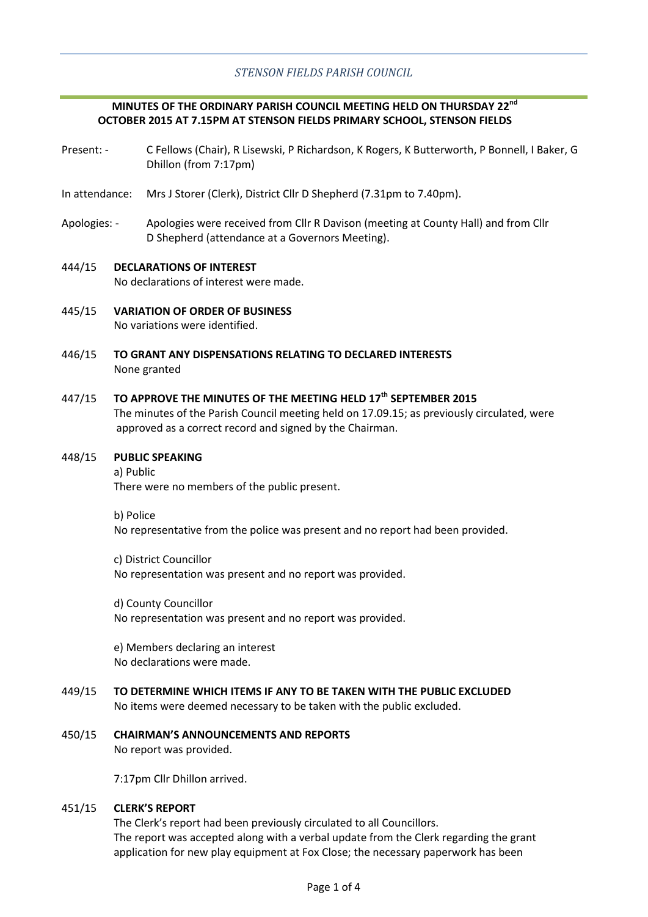*STENSON FIELDS PARISH COUNCIL*

**MINUTES OF THE ORDINARY PARISH COUNCIL MEETING HELD ON THURSDAY 22nd OCTOBER 2015 AT 7.15PM AT STENSON FIELDS PRIMARY SCHOOL, STENSON FIELDS**

Present: - C Fellows (Chair), R Lisewski, P Richardson, K Rogers, K Butterworth, P Bonnell, I Baker, G Dhillon (from 7:17pm)

In attendance: Mrs J Storer (Clerk), District Cllr D Shepherd (7.31pm to 7.40pm).

Apologies: - Apologies were received from Cllr R Davison (meeting at County Hall) and from Cllr D Shepherd (attendance at a Governors Meeting).

444/15 **DECLARATIONS OF INTEREST**
No declarations of interest were made.

445/15 **VARIATION OF ORDER OF BUSINESS**
No variations were identified.

446/15 **TO GRANT ANY DISPENSATIONS RELATING TO DECLARED INTERESTS**
None granted

447/15 **TO APPROVE THE MINUTES OF THE MEETING HELD 17th SEPTEMBER 2015**
The minutes of the Parish Council meeting held on 17.09.15; as previously circulated, were approved as a correct record and signed by the Chairman.

448/15 **PUBLIC SPEAKING**

a) Public
There were no members of the public present.

b) Police
No representative from the police was present and no report had been provided.

c) District Councillor
No representation was present and no report was provided.

d) County Councillor
No representation was present and no report was provided.

e) Members declaring an interest
No declarations were made.

449/15 **TO DETERMINE WHICH ITEMS IF ANY TO BE TAKEN WITH THE PUBLIC EXCLUDED**
No items were deemed necessary to be taken with the public excluded.

450/15 **CHAIRMAN'S ANNOUNCEMENTS AND REPORTS**
No report was provided.

7:17pm Cllr Dhillon arrived.

451/15 **CLERK'S REPORT**
The Clerk's report had been previously circulated to all Councillors.
The report was accepted along with a verbal update from the Clerk regarding the grant application for new play equipment at Fox Close; the necessary paperwork has been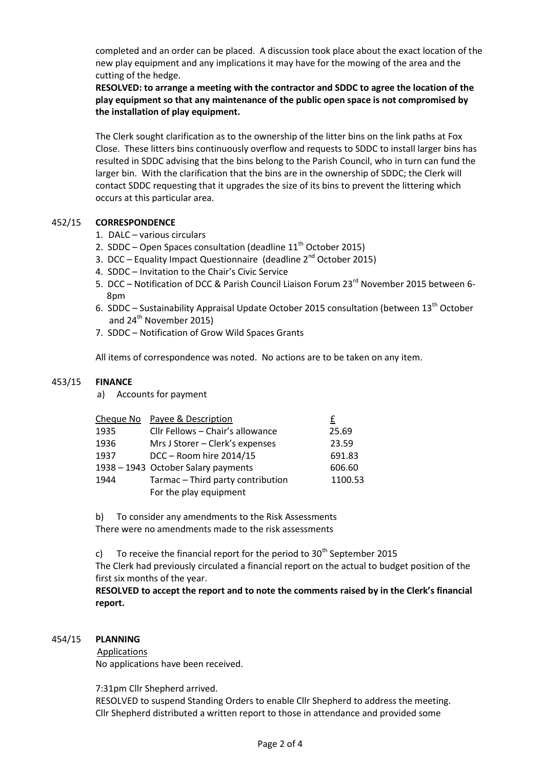completed and an order can be placed. A discussion took place about the exact location of the new play equipment and any implications it may have for the mowing of the area and the cutting of the hedge.

**RESOLVED: to arrange a meeting with the contractor and SDDC to agree the location of the play equipment so that any maintenance of the public open space is not compromised by the installation of play equipment.**

The Clerk sought clarification as to the ownership of the litter bins on the link paths at Fox Close. These litters bins continuously overflow and requests to SDDC to install larger bins has resulted in SDDC advising that the bins belong to the Parish Council, who in turn can fund the larger bin. With the clarification that the bins are in the ownership of SDDC; the Clerk will contact SDDC requesting that it upgrades the size of its bins to prevent the littering which occurs at this particular area.

## 452/15 CORRESPONDENCE

1. DALC – various circulars
2. SDDC – Open Spaces consultation (deadline 11th October 2015)
3. DCC – Equality Impact Questionnaire (deadline 2nd October 2015)
4. SDDC – Invitation to the Chair's Civic Service
5. DCC – Notification of DCC & Parish Council Liaison Forum 23rd November 2015 between 6-8pm
6. SDDC – Sustainability Appraisal Update October 2015 consultation (between 13th October and 24th November 2015)
7. SDDC – Notification of Grow Wild Spaces Grants

All items of correspondence was noted. No actions are to be taken on any item.

## 453/15 FINANCE

a) Accounts for payment

| Cheque No | Payee & Description | £ |
|---|---|---|
| 1935 | Cllr Fellows – Chair's allowance | 25.69 |
| 1936 | Mrs J Storer – Clerk's expenses | 23.59 |
| 1937 | DCC – Room hire 2014/15 | 691.83 |
| 1938 – 1943 | October Salary payments | 606.60 |
| 1944 | Tarmac – Third party contribution For the play equipment | 1100.53 |

b) To consider any amendments to the Risk Assessments

There were no amendments made to the risk assessments

c) To receive the financial report for the period to 30th September 2015

The Clerk had previously circulated a financial report on the actual to budget position of the first six months of the year.

**RESOLVED to accept the report and to note the comments raised by in the Clerk's financial report.**

## 454/15 PLANNING

Applications

No applications have been received.

7:31pm Cllr Shepherd arrived.

RESOLVED to suspend Standing Orders to enable Cllr Shepherd to address the meeting.

Cllr Shepherd distributed a written report to those in attendance and provided some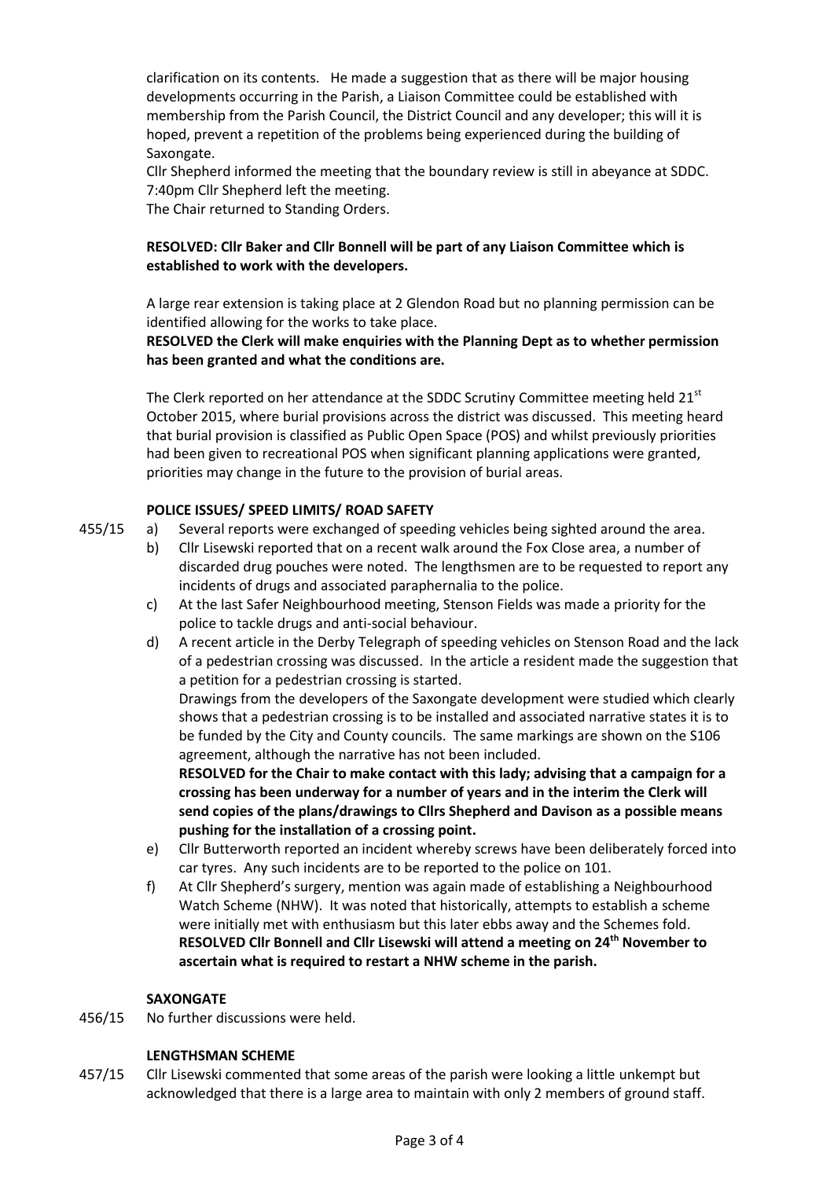clarification on its contents. He made a suggestion that as there will be major housing developments occurring in the Parish, a Liaison Committee could be established with membership from the Parish Council, the District Council and any developer; this will it is hoped, prevent a repetition of the problems being experienced during the building of Saxongate.

Cllr Shepherd informed the meeting that the boundary review is still in abeyance at SDDC.

7:40pm Cllr Shepherd left the meeting.

The Chair returned to Standing Orders.

**RESOLVED: Cllr Baker and Cllr Bonnell will be part of any Liaison Committee which is established to work with the developers.**

A large rear extension is taking place at 2 Glendon Road but no planning permission can be identified allowing for the works to take place.

**RESOLVED the Clerk will make enquiries with the Planning Dept as to whether permission has been granted and what the conditions are.**

The Clerk reported on her attendance at the SDDC Scrutiny Committee meeting held 21st October 2015, where burial provisions across the district was discussed. This meeting heard that burial provision is classified as Public Open Space (POS) and whilst previously priorities had been given to recreational POS when significant planning applications were granted, priorities may change in the future to the provision of burial areas.

**POLICE ISSUES/ SPEED LIMITS/ ROAD SAFETY**

455/15

a) Several reports were exchanged of speeding vehicles being sighted around the area.

b) Cllr Lisewski reported that on a recent walk around the Fox Close area, a number of discarded drug pouches were noted. The lengthsmen are to be requested to report any incidents of drugs and associated paraphernalia to the police.

c) At the last Safer Neighbourhood meeting, Stenson Fields was made a priority for the police to tackle drugs and anti-social behaviour.

d) A recent article in the Derby Telegraph of speeding vehicles on Stenson Road and the lack of a pedestrian crossing was discussed. In the article a resident made the suggestion that a petition for a pedestrian crossing is started.

Drawings from the developers of the Saxongate development were studied which clearly shows that a pedestrian crossing is to be installed and associated narrative states it is to be funded by the City and County councils. The same markings are shown on the S106 agreement, although the narrative has not been included.

**RESOLVED for the Chair to make contact with this lady; advising that a campaign for a crossing has been underway for a number of years and in the interim the Clerk will send copies of the plans/drawings to Cllrs Shepherd and Davison as a possible means pushing for the installation of a crossing point.**

e) Cllr Butterworth reported an incident whereby screws have been deliberately forced into car tyres. Any such incidents are to be reported to the police on 101.

f) At Cllr Shepherd's surgery, mention was again made of establishing a Neighbourhood Watch Scheme (NHW). It was noted that historically, attempts to establish a scheme were initially met with enthusiasm but this later ebbs away and the Schemes fold.

**RESOLVED Cllr Bonnell and Cllr Lisewski will attend a meeting on 24th November to ascertain what is required to restart a NHW scheme in the parish.**

**SAXONGATE**

456/15 No further discussions were held.

**LENGTHSMAN SCHEME**

457/15 Cllr Lisewski commented that some areas of the parish were looking a little unkempt but acknowledged that there is a large area to maintain with only 2 members of ground staff.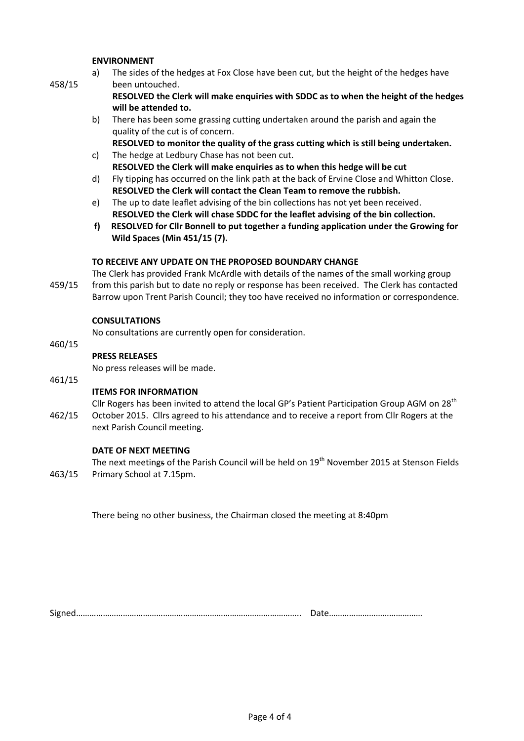458/15

**ENVIRONMENT**

a) The sides of the hedges at Fox Close have been cut, but the height of the hedges have been untouched.
**RESOLVED the Clerk will make enquiries with SDDC as to when the height of the hedges will be attended to.**

b) There has been some grassing cutting undertaken around the parish and again the quality of the cut is of concern.
**RESOLVED to monitor the quality of the grass cutting which is still being undertaken.**

c) The hedge at Ledbury Chase has not been cut.
**RESOLVED the Clerk will make enquiries as to when this hedge will be cut**

d) Fly tipping has occurred on the link path at the back of Ervine Close and Whitton Close.
**RESOLVED the Clerk will contact the Clean Team to remove the rubbish.**

e) The up to date leaflet advising of the bin collections has not yet been received.
**RESOLVED the Clerk will chase SDDC for the leaflet advising of the bin collection.**

**f) RESOLVED for Cllr Bonnell to put together a funding application under the Growing for Wild Spaces (Min 451/15 (7).**

459/15

**TO RECEIVE ANY UPDATE ON THE PROPOSED BOUNDARY CHANGE**

The Clerk has provided Frank McArdle with details of the names of the small working group from this parish but to date no reply or response has been received. The Clerk has contacted Barrow upon Trent Parish Council; they too have received no information or correspondence.

460/15

**CONSULTATIONS**

No consultations are currently open for consideration.

461/15

**PRESS RELEASES**

No press releases will be made.

462/15

**ITEMS FOR INFORMATION**

Cllr Rogers has been invited to attend the local GP's Patient Participation Group AGM on 28th October 2015. Cllrs agreed to his attendance and to receive a report from Cllr Rogers at the next Parish Council meeting.

463/15

**DATE OF NEXT MEETING**

The next meetings of the Parish Council will be held on 19th November 2015 at Stenson Fields Primary School at 7.15pm.

There being no other business, the Chairman closed the meeting at 8:40pm

Signed………………………………………………………………………………………. Date……………………………………